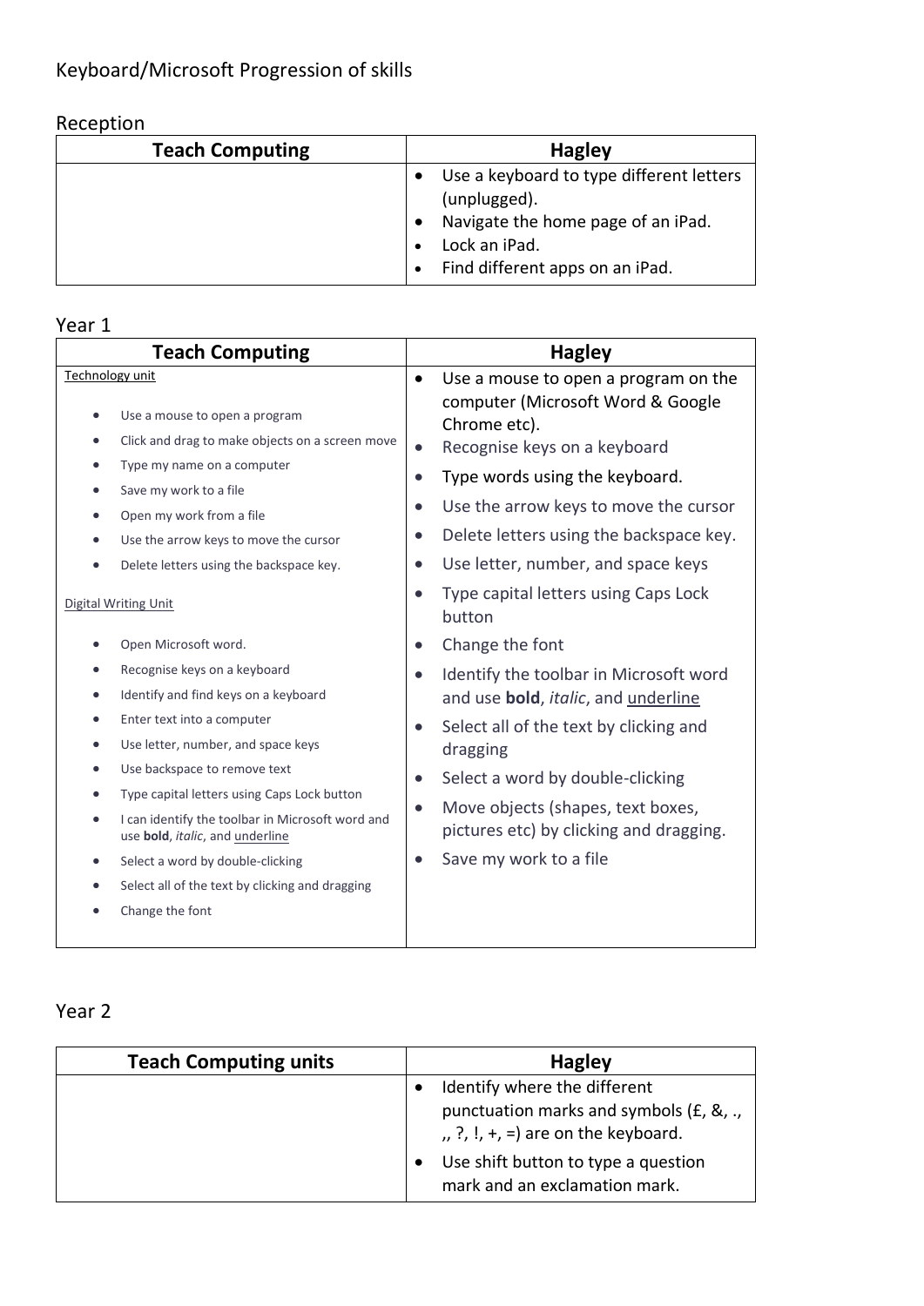# Keyboard/Microsoft Progression of skills

## Reception

| Teach Computing | Hagley |
| --- | --- |
| | • Use a keyboard to type different letters (unplugged).<br>• Navigate the home page of an iPad.<br>• Lock an iPad.<br>• Find different apps on an iPad. |

## Year 1

| Teach Computing | Hagley |
| --- | --- |
| Technology unit<br>• Use a mouse to open a program<br>• Click and drag to make objects on a screen move<br>• Type my name on a computer<br>• Save my work to a file<br>• Open my work from a file<br>• Use the arrow keys to move the cursor<br>• Delete letters using the backspace key.<br><br>Digital Writing Unit<br>• Open Microsoft word.<br>• Recognise keys on a keyboard<br>• Identify and find keys on a keyboard<br>• Enter text into a computer<br>• Use letter, number, and space keys<br>• Use backspace to remove text<br>• Type capital letters using Caps Lock button<br>• I can identify the toolbar in Microsoft word and use **bold**, *italic*, and <u>underline</u><br>• Select a word by double-clicking<br>• Select all of the text by clicking and dragging<br>• Change the font | • Use a mouse to open a program on the computer (Microsoft Word & Google Chrome etc).<br>• Recognise keys on a keyboard<br>• Type words using the keyboard.<br>• Use the arrow keys to move the cursor<br>• Delete letters using the backspace key.<br>• Use letter, number, and space keys<br>• Type capital letters using Caps Lock button<br>• Change the font<br>• Identify the toolbar in Microsoft word and use **bold**, *italic*, and <u>underline</u><br>• Select all of the text by clicking and dragging<br>• Select a word by double-clicking<br>• Move objects (shapes, text boxes, pictures etc) by clicking and dragging.<br>• Save my work to a file |

## Year 2

| Teach Computing units | Hagley |
| --- | --- |
| | • Identify where the different punctuation marks and symbols (£, &, ., ,, ?, !, +, =) are on the keyboard.<br>• Use shift button to type a question mark and an exclamation mark. |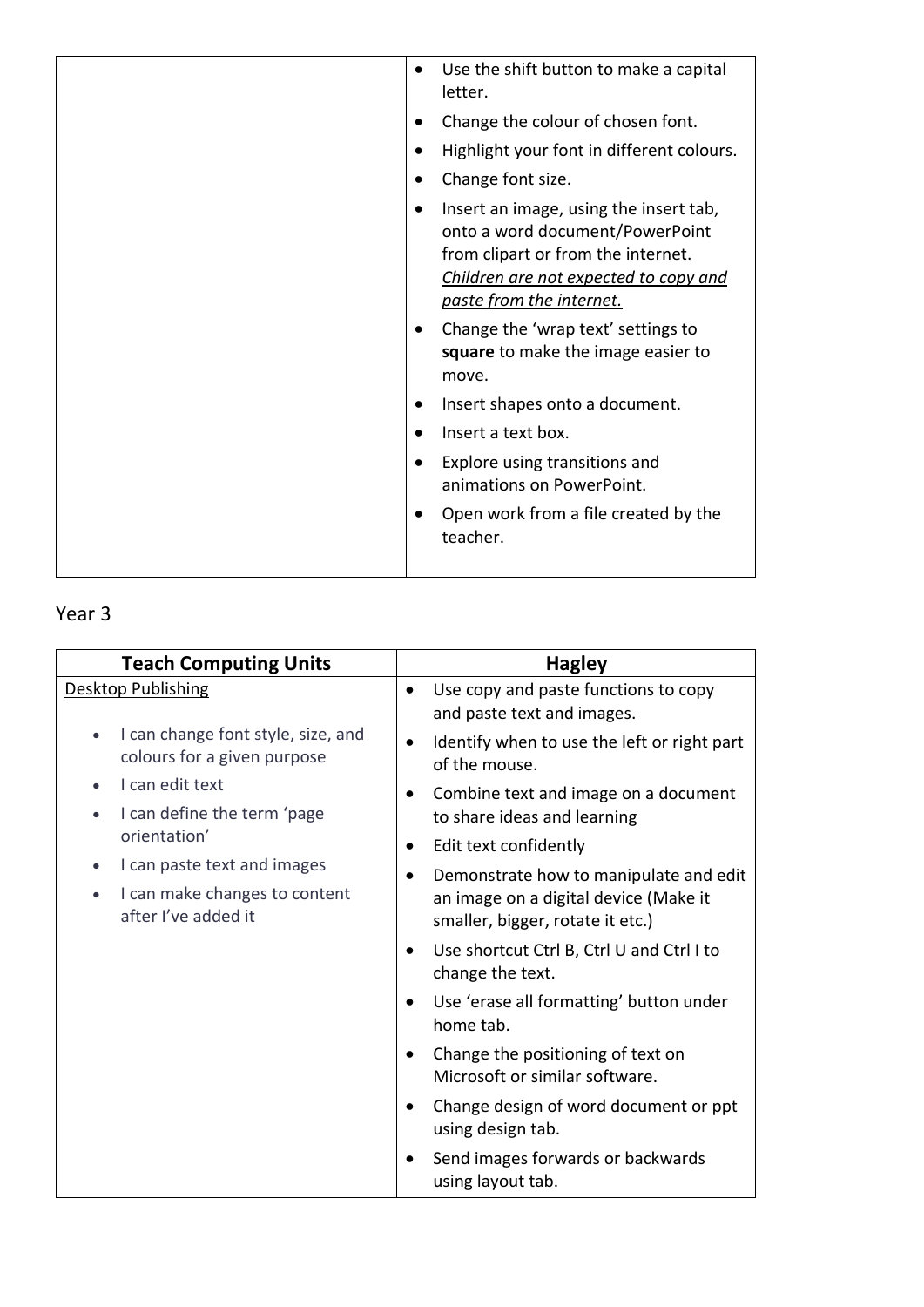| | |
|---|---|
| | • Use the shift button to make a capital letter.<br>• Change the colour of chosen font.<br>• Highlight your font in different colours.<br>• Change font size.<br>• Insert an image, using the insert tab, onto a word document/PowerPoint from clipart or from the internet. *Children are not expected to copy and paste from the internet.*<br>• Change the 'wrap text' settings to **square** to make the image easier to move.<br>• Insert shapes onto a document.<br>• Insert a text box.<br>• Explore using transitions and animations on PowerPoint.<br>• Open work from a file created by the teacher. |

Year 3

| Teach Computing Units | Hagley |
|---|---|
| Desktop Publishing<br><br>• I can change font style, size, and colours for a given purpose<br>• I can edit text<br>• I can define the term 'page orientation'<br>• I can paste text and images<br>• I can make changes to content after I've added it | • Use copy and paste functions to copy and paste text and images.<br>• Identify when to use the left or right part of the mouse.<br>• Combine text and image on a document to share ideas and learning<br>• Edit text confidently<br>• Demonstrate how to manipulate and edit an image on a digital device (Make it smaller, bigger, rotate it etc.)<br>• Use shortcut Ctrl B, Ctrl U and Ctrl I to change the text.<br>• Use 'erase all formatting' button under home tab.<br>• Change the positioning of text on Microsoft or similar software.<br>• Change design of word document or ppt using design tab.<br>• Send images forwards or backwards using layout tab. |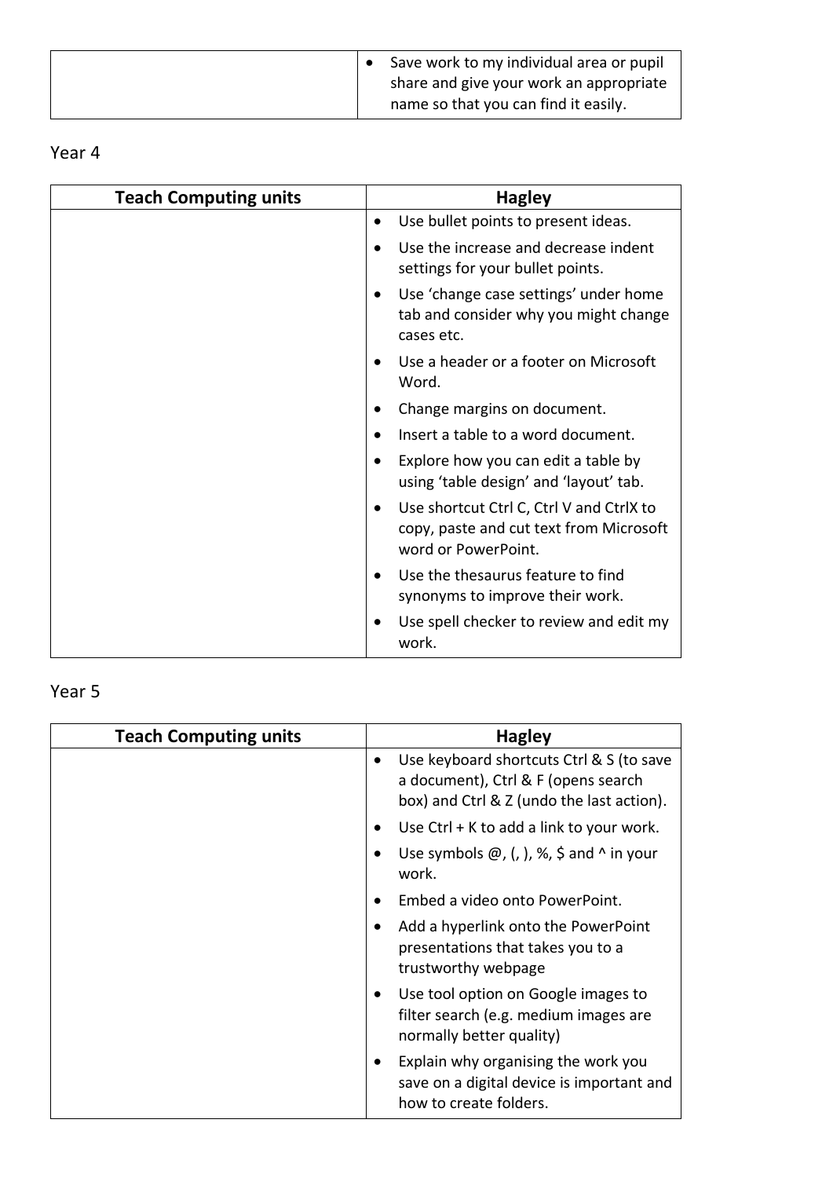| | |
|---|---|
| | • Save work to my individual area or pupil share and give your work an appropriate name so that you can find it easily. |

Year 4

| Teach Computing units | Hagley |
|---|---|
| | • Use bullet points to present ideas.<br>• Use the increase and decrease indent settings for your bullet points.<br>• Use 'change case settings' under home tab and consider why you might change cases etc.<br>• Use a header or a footer on Microsoft Word.<br>• Change margins on document.<br>• Insert a table to a word document.<br>• Explore how you can edit a table by using 'table design' and 'layout' tab.<br>• Use shortcut Ctrl C, Ctrl V and CtrlX to copy, paste and cut text from Microsoft word or PowerPoint.<br>• Use the thesaurus feature to find synonyms to improve their work.<br>• Use spell checker to review and edit my work. |

Year 5

| Teach Computing units | Hagley |
|---|---|
| | • Use keyboard shortcuts Ctrl & S (to save a document), Ctrl & F (opens search box) and Ctrl & Z (undo the last action).<br>• Use Ctrl + K to add a link to your work.<br>• Use symbols @, (, ), %, $ and ^ in your work.<br>• Embed a video onto PowerPoint.<br>• Add a hyperlink onto the PowerPoint presentations that takes you to a trustworthy webpage<br>• Use tool option on Google images to filter search (e.g. medium images are normally better quality)<br>• Explain why organising the work you save on a digital device is important and how to create folders. |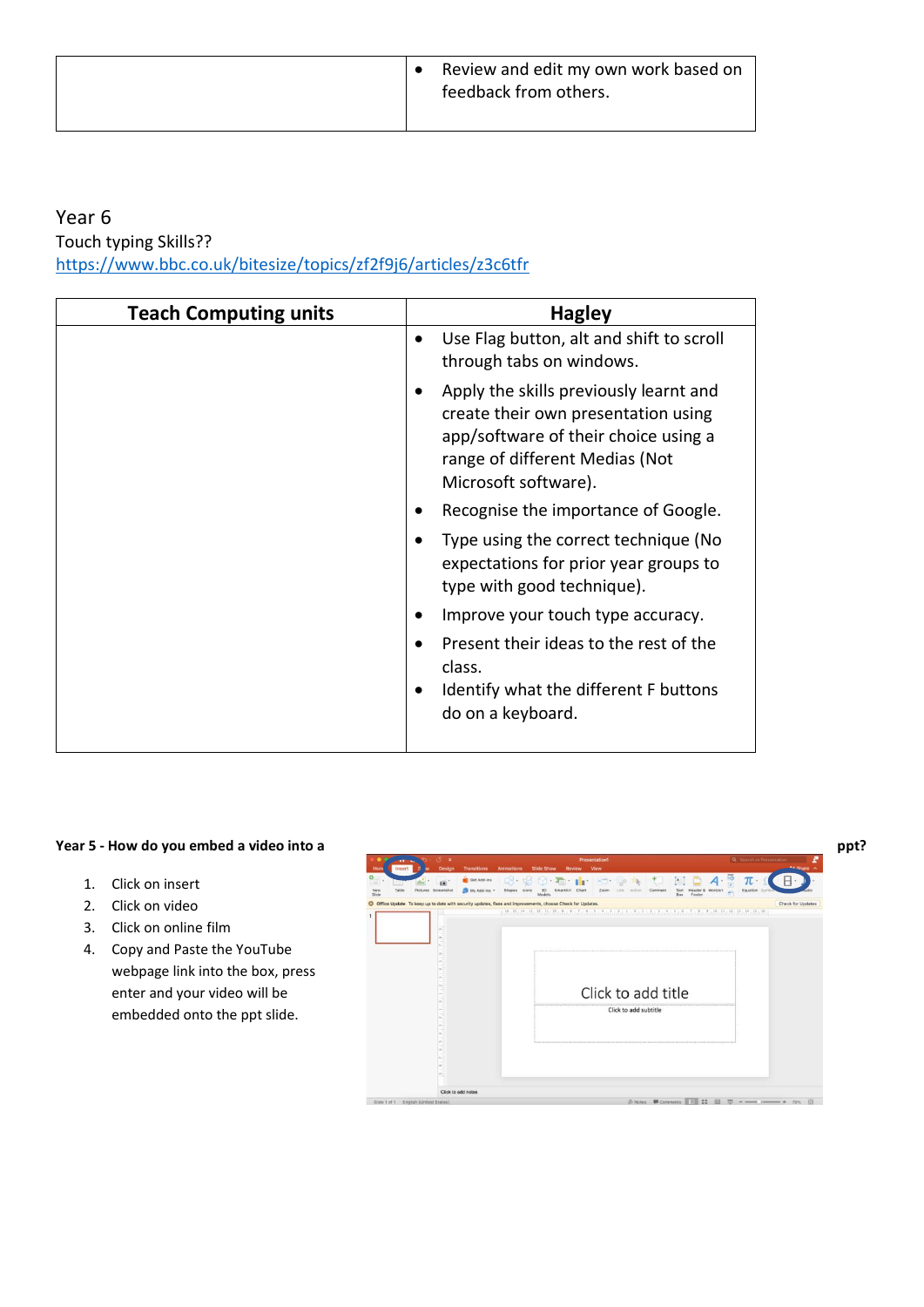| | |
|---|---|
| | • Review and edit my own work based on feedback from others. |

Year 6

Touch typing Skills??

https://www.bbc.co.uk/bitesize/topics/zf2f9j6/articles/z3c6tfr

| Teach Computing units | Hagley |
|---|---|
| | • Use Flag button, alt and shift to scroll through tabs on windows.<br>• Apply the skills previously learnt and create their own presentation using app/software of their choice using a range of different Medias (Not Microsoft software).<br>• Recognise the importance of Google.<br>• Type using the correct technique (No expectations for prior year groups to type with good technique).<br>• Improve your touch type accuracy.<br>• Present their ideas to the rest of the class.<br>• Identify what the different F buttons do on a keyboard. |

**Year 5 - How do you embed a video into a ppt?**

1. Click on insert
2. Click on video
3. Click on online film
4. Copy and Paste the YouTube webpage link into the box, press enter and your video will be embedded onto the ppt slide.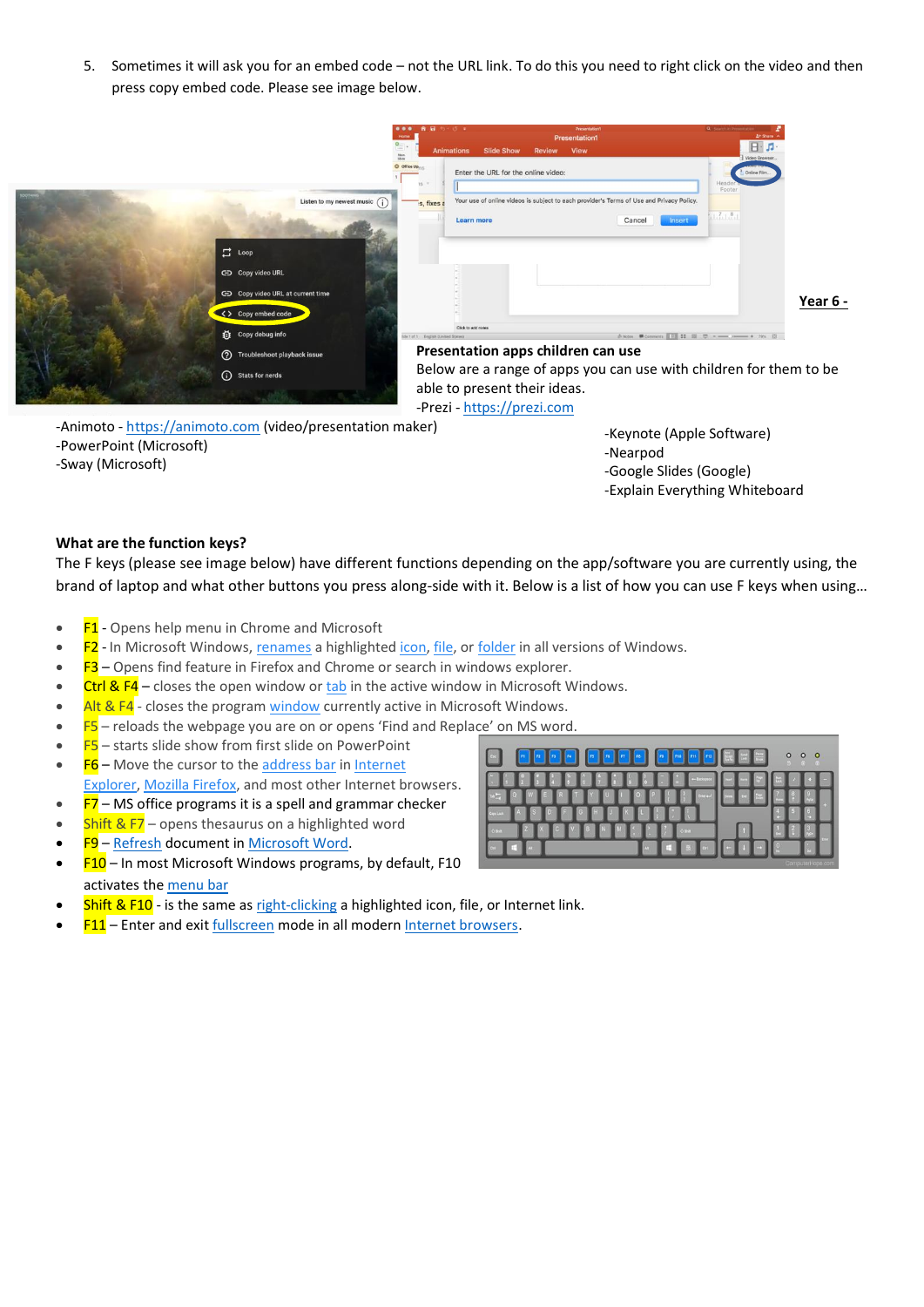5. Sometimes it will ask you for an embed code – not the URL link. To do this you need to right click on the video and then press copy embed code. Please see image below.

Year 6 -

**Presentation apps children can use**

Below are a range of apps you can use with children for them to be able to present their ideas.

-Prezi - https://prezi.com

-Animoto - https://animoto.com (video/presentation maker)

-PowerPoint (Microsoft)

-Sway (Microsoft)

-Keynote (Apple Software)

-Nearpod

-Google Slides (Google)

-Explain Everything Whiteboard

**What are the function keys?**

The F keys (please see image below) have different functions depending on the app/software you are currently using, the brand of laptop and what other buttons you press along-side with it. Below is a list of how you can use F keys when using…

- F1 - Opens help menu in Chrome and Microsoft
- F2 - In Microsoft Windows, renames a highlighted icon, file, or folder in all versions of Windows.
- F3 – Opens find feature in Firefox and Chrome or search in windows explorer.
- Ctrl & F4 – closes the open window or tab in the active window in Microsoft Windows.
- Alt & F4 - closes the program window currently active in Microsoft Windows.
- F5 – reloads the webpage you are on or opens 'Find and Replace' on MS word.
- F5 – starts slide show from first slide on PowerPoint
- F6 – Move the cursor to the address bar in Internet Explorer, Mozilla Firefox, and most other Internet browsers.
- F7 – MS office programs it is a spell and grammar checker
- Shift & F7 – opens thesaurus on a highlighted word
- F9 – Refresh document in Microsoft Word.
- F10 – In most Microsoft Windows programs, by default, F10 activates the menu bar
- Shift & F10 - is the same as right-clicking a highlighted icon, file, or Internet link.
- F11 – Enter and exit fullscreen mode in all modern Internet browsers.